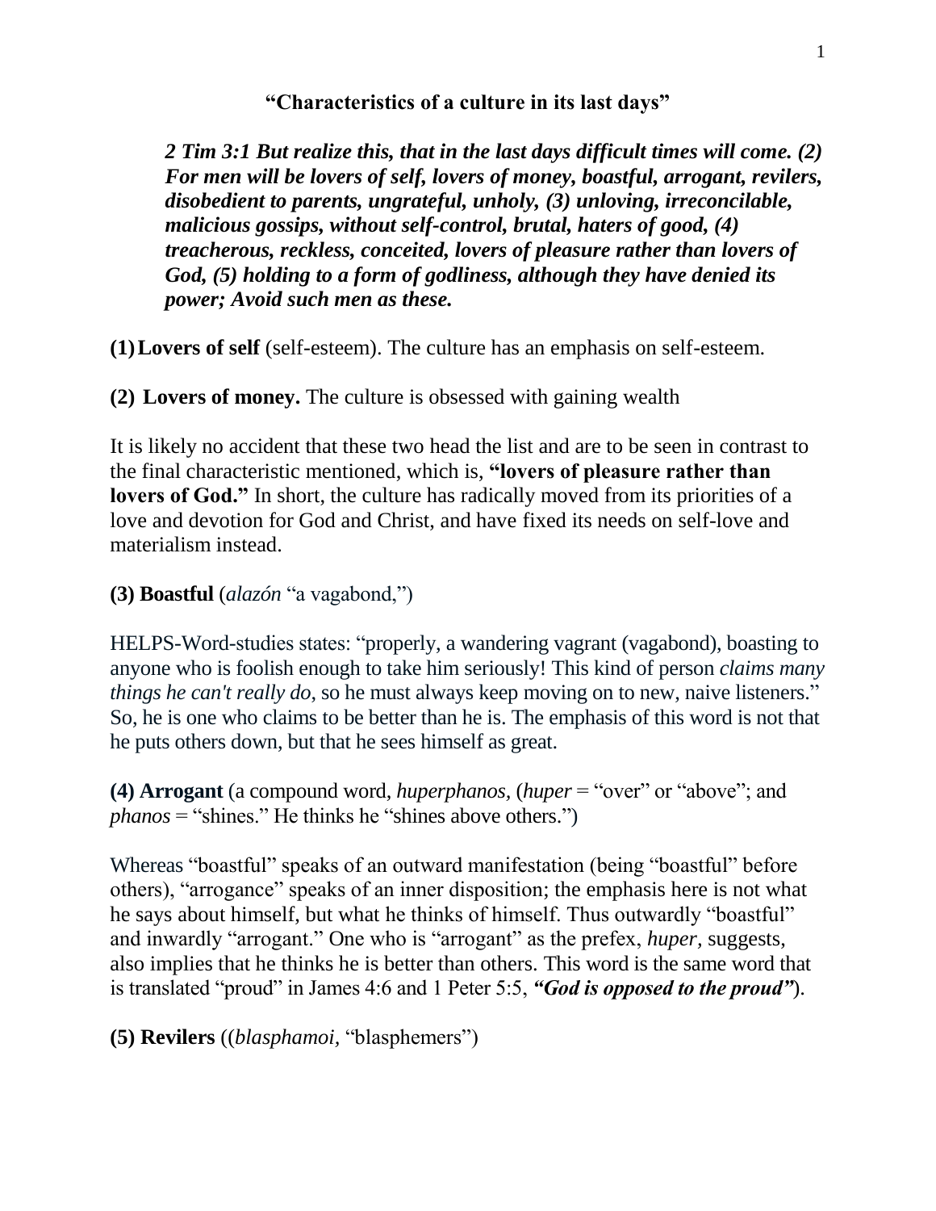## "Characteristics of a culture in its last days"

> ***2 Tim 3:1 But realize this, that in the last days difficult times will come. (2) For men will be lovers of self, lovers of money, boastful, arrogant, revilers, disobedient to parents, ungrateful, unholy, (3) unloving, irreconcilable, malicious gossips, without self-control, brutal, haters of good, (4) treacherous, reckless, conceited, lovers of pleasure rather than lovers of God, (5) holding to a form of godliness, although they have denied its power; Avoid such men as these.***

**(1) Lovers of self** (self-esteem). The culture has an emphasis on self-esteem.

**(2) Lovers of money.** The culture is obsessed with gaining wealth

It is likely no accident that these two head the list and are to be seen in contrast to the final characteristic mentioned, which is, **"lovers of pleasure rather than lovers of God."** In short, the culture has radically moved from its priorities of a love and devotion for God and Christ, and have fixed its needs on self-love and materialism instead.

**(3) Boastful** (*alazón* "a vagabond,")

HELPS-Word-studies states: "properly, a wandering vagrant (vagabond), boasting to anyone who is foolish enough to take him seriously! This kind of person *claims many things he can't really do*, so he must always keep moving on to new, naive listeners." So, he is one who claims to be better than he is. The emphasis of this word is not that he puts others down, but that he sees himself as great.

**(4) Arrogant** (a compound word, *huperphanos,* (*huper* = "over" or "above"; and *phanos* = "shines." He thinks he "shines above others.")

Whereas "boastful" speaks of an outward manifestation (being "boastful" before others), "arrogance" speaks of an inner disposition; the emphasis here is not what he says about himself, but what he thinks of himself. Thus outwardly "boastful" and inwardly "arrogant." One who is "arrogant" as the prefex, *huper*, suggests, also implies that he thinks he is better than others. This word is the same word that is translated "proud" in James 4:6 and 1 Peter 5:5, ***"God is opposed to the proud"***).

**(5) Revilers** ((*blasphamoi*, "blasphemers")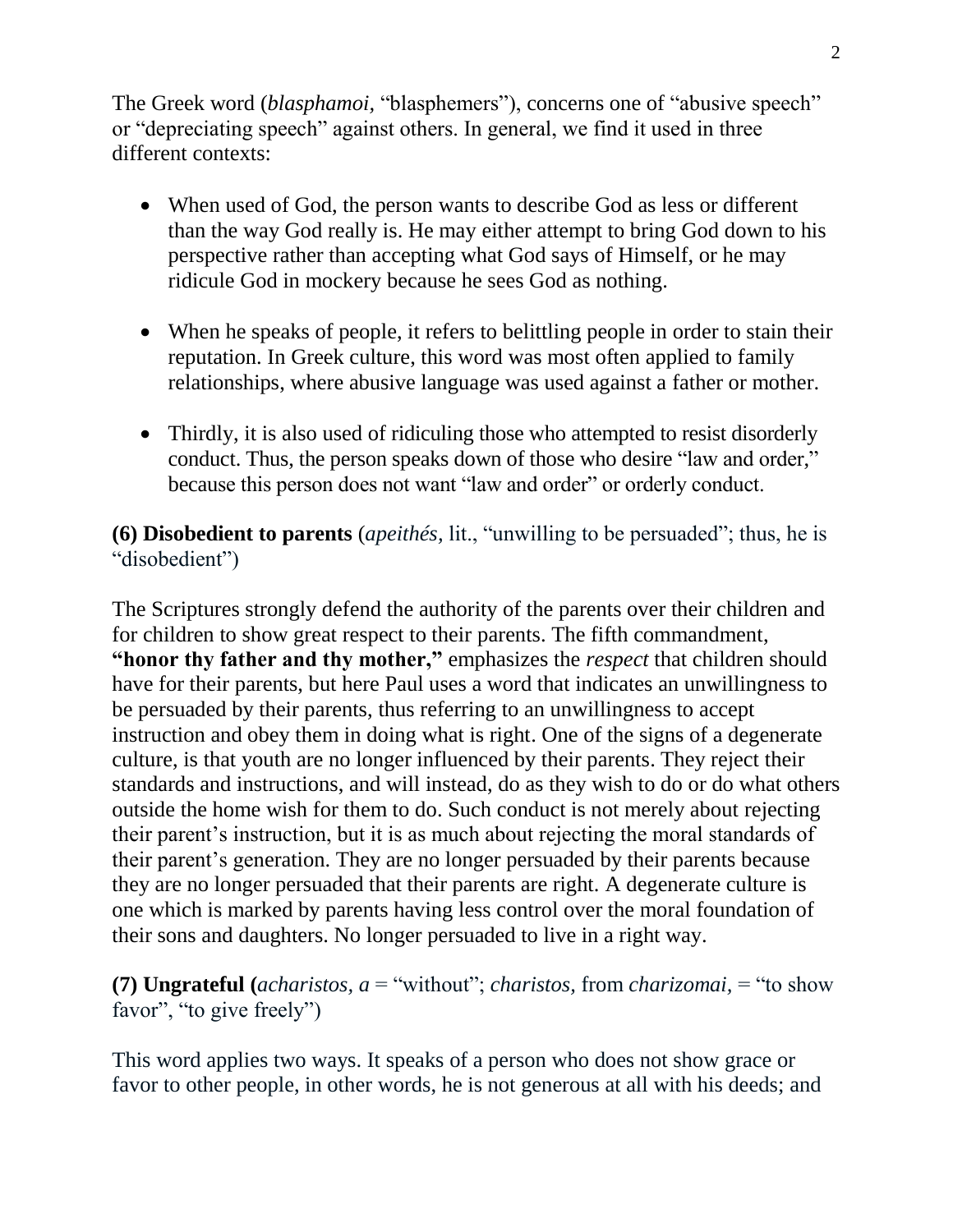The Greek word (*blasphamoi,* "blasphemers"), concerns one of "abusive speech" or "depreciating speech" against others. In general, we find it used in three different contexts:

- When used of God, the person wants to describe God as less or different than the way God really is. He may either attempt to bring God down to his perspective rather than accepting what God says of Himself, or he may ridicule God in mockery because he sees God as nothing.

- When he speaks of people, it refers to belittling people in order to stain their reputation. In Greek culture, this word was most often applied to family relationships, where abusive language was used against a father or mother.

- Thirdly, it is also used of ridiculing those who attempted to resist disorderly conduct. Thus, the person speaks down of those who desire "law and order," because this person does not want "law and order" or orderly conduct.

**(6) Disobedient to parents** (*apeithés,* lit., "unwilling to be persuaded"; thus, he is "disobedient")

The Scriptures strongly defend the authority of the parents over their children and for children to show great respect to their parents. The fifth commandment, **"honor thy father and thy mother,"** emphasizes the *respect* that children should have for their parents, but here Paul uses a word that indicates an unwillingness to be persuaded by their parents, thus referring to an unwillingness to accept instruction and obey them in doing what is right. One of the signs of a degenerate culture, is that youth are no longer influenced by their parents. They reject their standards and instructions, and will instead, do as they wish to do or do what others outside the home wish for them to do. Such conduct is not merely about rejecting their parent's instruction, but it is as much about rejecting the moral standards of their parent's generation. They are no longer persuaded by their parents because they are no longer persuaded that their parents are right. A degenerate culture is one which is marked by parents having less control over the moral foundation of their sons and daughters. No longer persuaded to live in a right way.

**(7) Ungrateful (***acharistos, a* = "without"; *charistos,* from *charizomai,* = "to show favor", "to give freely")

This word applies two ways. It speaks of a person who does not show grace or favor to other people, in other words, he is not generous at all with his deeds; and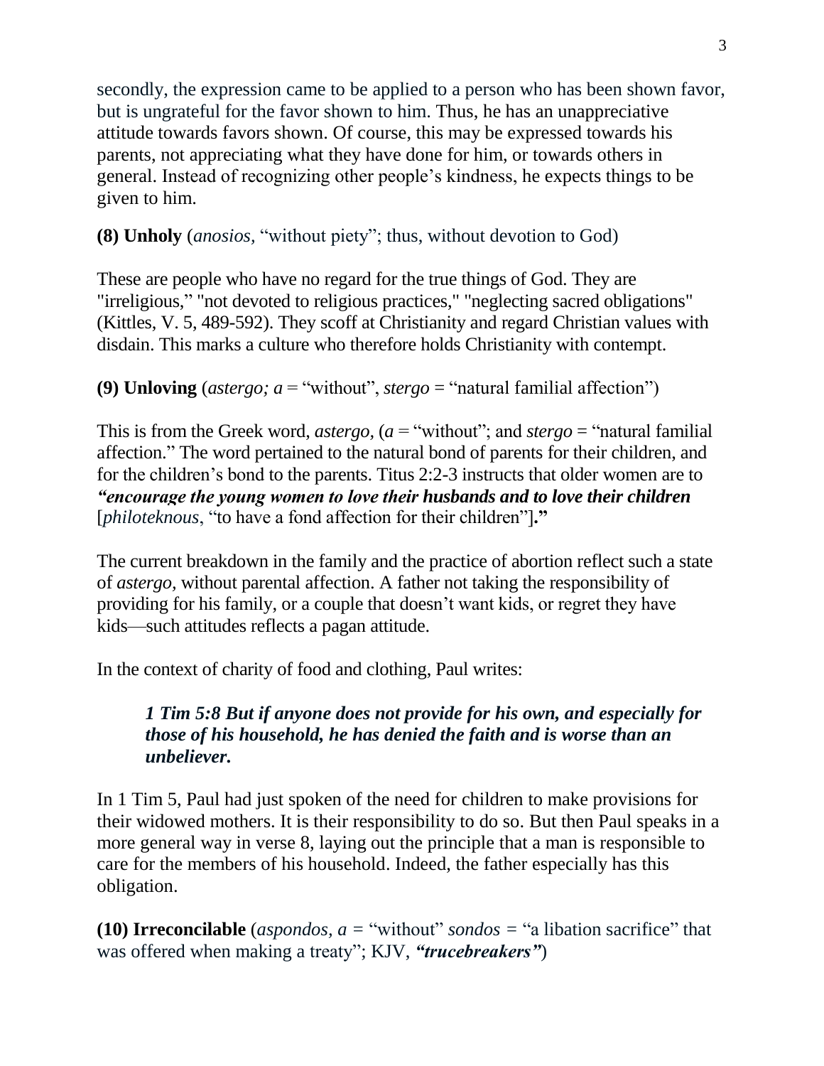secondly, the expression came to be applied to a person who has been shown favor, but is ungrateful for the favor shown to him. Thus, he has an unappreciative attitude towards favors shown. Of course, this may be expressed towards his parents, not appreciating what they have done for him, or towards others in general. Instead of recognizing other people's kindness, he expects things to be given to him.

**(8) Unholy** (*anosios*, "without piety"; thus, without devotion to God)

These are people who have no regard for the true things of God. They are "irreligious," "not devoted to religious practices," "neglecting sacred obligations" (Kittles, V. 5, 489-592). They scoff at Christianity and regard Christian values with disdain. This marks a culture who therefore holds Christianity with contempt.

**(9) Unloving** (*astergo; a* = "without", *stergo* = "natural familial affection")

This is from the Greek word, *astergo*, (*a* = "without"; and *stergo* = "natural familial affection." The word pertained to the natural bond of parents for their children, and for the children's bond to the parents. Titus 2:2-3 instructs that older women are to ***"encourage the young women to love their husbands and to love their children*** [*philoteknous*, "to have a fond affection for their children"]**."**

The current breakdown in the family and the practice of abortion reflect such a state of *astergo,* without parental affection. A father not taking the responsibility of providing for his family, or a couple that doesn't want kids, or regret they have kids—such attitudes reflects a pagan attitude.

In the context of charity of food and clothing, Paul writes:

> ***1 Tim 5:8 But if anyone does not provide for his own, and especially for those of his household, he has denied the faith and is worse than an unbeliever.***

In 1 Tim 5, Paul had just spoken of the need for children to make provisions for their widowed mothers. It is their responsibility to do so. But then Paul speaks in a more general way in verse 8, laying out the principle that a man is responsible to care for the members of his household. Indeed, the father especially has this obligation.

**(10) Irreconcilable** (*aspondos, a* = "without" *sondos* = "a libation sacrifice" that was offered when making a treaty"; KJV, ***"trucebreakers"***)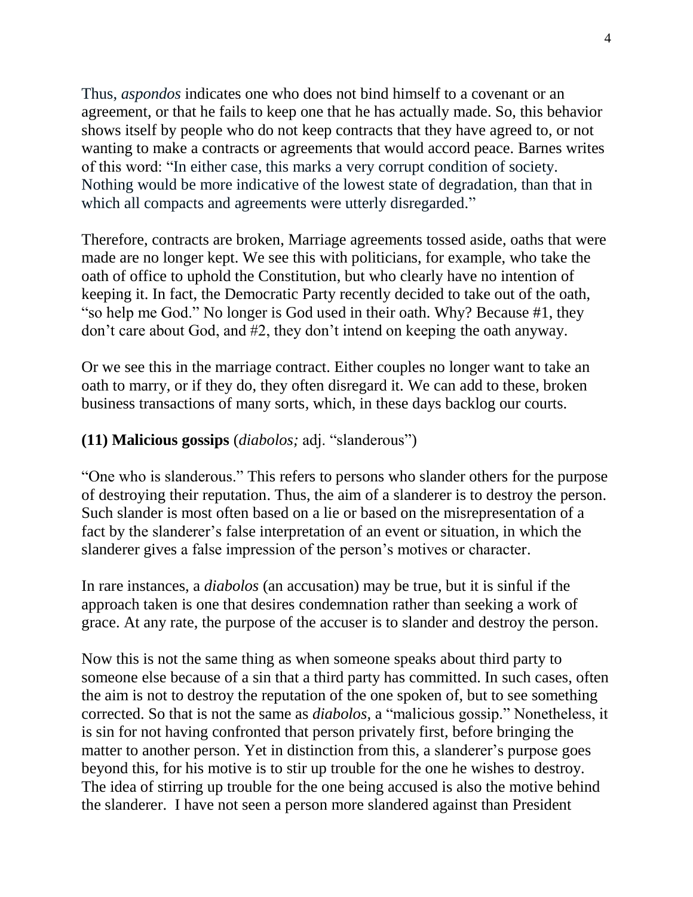Thus, *aspondos* indicates one who does not bind himself to a covenant or an agreement, or that he fails to keep one that he has actually made. So, this behavior shows itself by people who do not keep contracts that they have agreed to, or not wanting to make a contracts or agreements that would accord peace. Barnes writes of this word: "In either case, this marks a very corrupt condition of society. Nothing would be more indicative of the lowest state of degradation, than that in which all compacts and agreements were utterly disregarded."

Therefore, contracts are broken, Marriage agreements tossed aside, oaths that were made are no longer kept. We see this with politicians, for example, who take the oath of office to uphold the Constitution, but who clearly have no intention of keeping it. In fact, the Democratic Party recently decided to take out of the oath, "so help me God." No longer is God used in their oath. Why? Because #1, they don't care about God, and #2, they don't intend on keeping the oath anyway.

Or we see this in the marriage contract. Either couples no longer want to take an oath to marry, or if they do, they often disregard it. We can add to these, broken business transactions of many sorts, which, in these days backlog our courts.

**(11) Malicious gossips** (*diabolos;* adj. "slanderous")

"One who is slanderous." This refers to persons who slander others for the purpose of destroying their reputation. Thus, the aim of a slanderer is to destroy the person. Such slander is most often based on a lie or based on the misrepresentation of a fact by the slanderer's false interpretation of an event or situation, in which the slanderer gives a false impression of the person's motives or character.

In rare instances, a *diabolos* (an accusation) may be true, but it is sinful if the approach taken is one that desires condemnation rather than seeking a work of grace. At any rate, the purpose of the accuser is to slander and destroy the person.

Now this is not the same thing as when someone speaks about third party to someone else because of a sin that a third party has committed. In such cases, often the aim is not to destroy the reputation of the one spoken of, but to see something corrected. So that is not the same as *diabolos,* a "malicious gossip." Nonetheless, it is sin for not having confronted that person privately first, before bringing the matter to another person. Yet in distinction from this, a slanderer's purpose goes beyond this, for his motive is to stir up trouble for the one he wishes to destroy. The idea of stirring up trouble for the one being accused is also the motive behind the slanderer. I have not seen a person more slandered against than President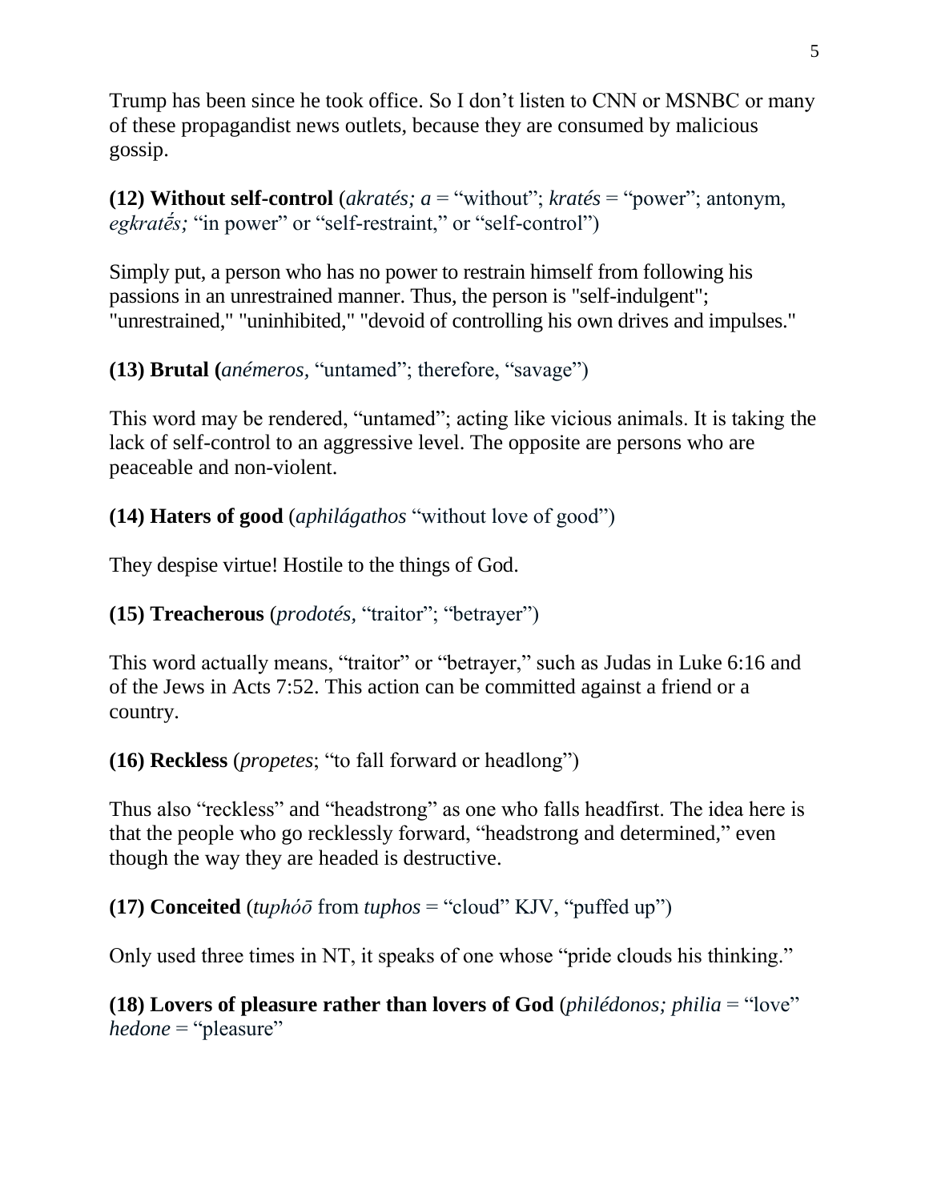Trump has been since he took office. So I don't listen to CNN or MSNBC or many of these propagandist news outlets, because they are consumed by malicious gossip.

**(12) Without self-control** (*akratés; a* = "without"; *kratés* = "power"; antonym, *egkratḗs;* "in power" or "self-restraint," or "self-control")

Simply put, a person who has no power to restrain himself from following his passions in an unrestrained manner. Thus, the person is "self-indulgent"; "unrestrained," "uninhibited," "devoid of controlling his own drives and impulses."

**(13) Brutal (***anémeros,* "untamed"; therefore, "savage")

This word may be rendered, "untamed"; acting like vicious animals. It is taking the lack of self-control to an aggressive level. The opposite are persons who are peaceable and non-violent.

**(14) Haters of good** (*aphilágathos* "without love of good")

They despise virtue! Hostile to the things of God.

**(15) Treacherous** (*prodotés,* "traitor"; "betrayer")

This word actually means, "traitor" or "betrayer," such as Judas in Luke 6:16 and of the Jews in Acts 7:52. This action can be committed against a friend or a country.

**(16) Reckless** (*propetes*; "to fall forward or headlong")

Thus also "reckless" and "headstrong" as one who falls headfirst. The idea here is that the people who go recklessly forward, "headstrong and determined," even though the way they are headed is destructive.

**(17) Conceited** (*tuphóō* from *tuphos* = "cloud" KJV, "puffed up")

Only used three times in NT, it speaks of one whose "pride clouds his thinking."

**(18) Lovers of pleasure rather than lovers of God** (*philédonos; philia* = "love" *hedone* = "pleasure"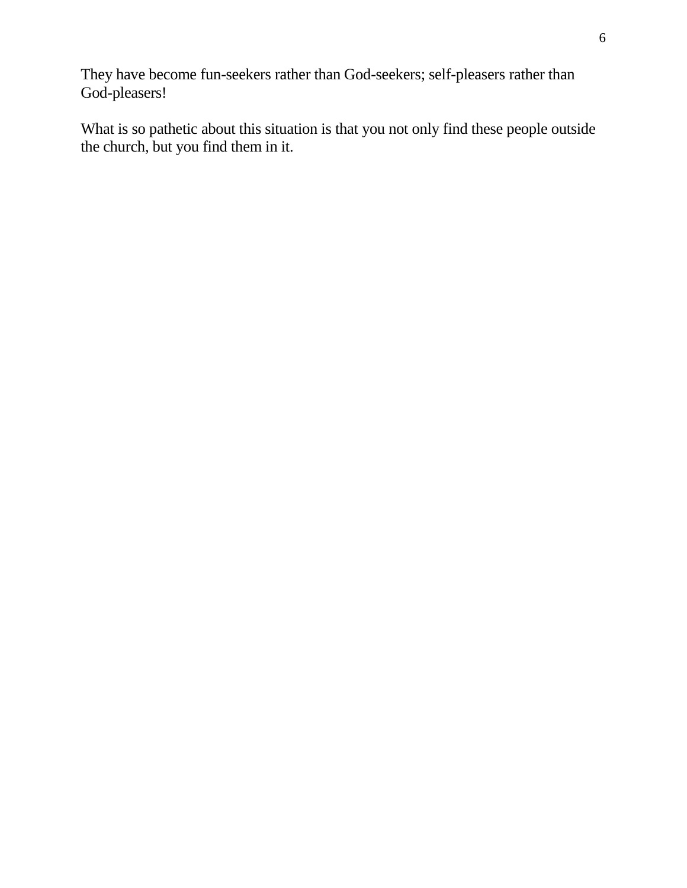They have become fun-seekers rather than God-seekers; self-pleasers rather than God-pleasers!

What is so pathetic about this situation is that you not only find these people outside the church, but you find them in it.